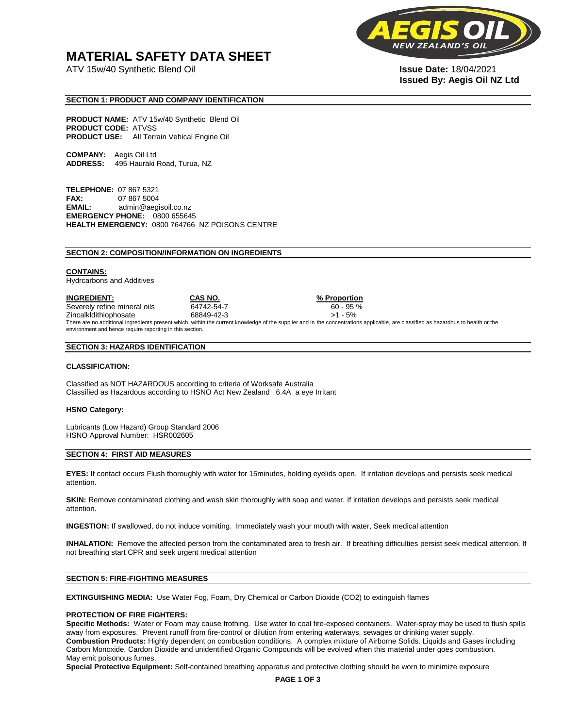# MATERIAL SAFETY DATA SHEET

ATV 15w/40 Synthetic Blend Oil

**Issue Date:** 18/04/2021
**Issued By: Aegis Oil NZ Ltd**

## SECTION 1: PRODUCT AND COMPANY IDENTIFICATION

**PRODUCT NAME:** ATV 15w/40 Synthetic Blend Oil
**PRODUCT CODE:** ATVSS
**PRODUCT USE:** All Terrain Vehical Engine Oil

**COMPANY:** Aegis Oil Ltd
**ADDRESS:** 495 Hauraki Road, Turua, NZ

**TELEPHONE:** 07 867 5321
**FAX:** 07 867 5004
**EMAIL:** admin@aegisoil.co.nz
**EMERGENCY PHONE:** 0800 655645
**HEALTH EMERGENCY:** 0800 764766 NZ POISONS CENTRE

## SECTION 2: COMPOSITION/INFORMATION ON INGREDIENTS

**CONTAINS:**
Hydrcarbons and Additives

| INGREDIENT: | CAS NO. | % Proportion |
|---|---|---|
| Severely refine mineral oils | 64742-54-7 | 60 - 95 % |
| Zincalkldithiophosate | 68849-42-3 | >1 - 5% |

There are no additional ingredients present which, within the current knowledge of the supplier and in the concentrations applicable, are classified as hazardous to health or the environment and hence require reporting in this section.

## SECTION 3: HAZARDS IDENTIFICATION

**CLASSIFICATION:**

Classified as NOT HAZARDOUS according to criteria of Worksafe Australia
Classified as Hazardous according to HSNO Act New Zealand 6.4A a eye Irritant

**HSNO Category:**

Lubricants (Low Hazard) Group Standard 2006
HSNO Approval Number: HSR002605

## SECTION 4: FIRST AID MEASURES

**EYES:** If contact occurs Flush thoroughly with water for 15minutes, holding eyelids open. If irritation develops and persists seek medical attention.

**SKIN:** Remove contaminated clothing and wash skin thoroughly with soap and water. If irritation develops and persists seek medical attention.

**INGESTION:** If swallowed, do not induce vomiting. Immediately wash your mouth with water, Seek medical attention

**INHALATION:** Remove the affected person from the contaminated area to fresh air. If breathing difficulties persist seek medical attention, If not breathing start CPR and seek urgent medical attention

## SECTION 5: FIRE-FIGHTING MEASURES

**EXTINGUISHING MEDIA:** Use Water Fog, Foam, Dry Chemical or Carbon Dioxide ($CO_2$) to extinguish flames

**PROTECTION OF FIRE FIGHTERS:**
**Specific Methods:** Water or Foam may cause frothing. Use water to coal fire-exposed containers. Water-spray may be used to flush spills away from exposures. Prevent runoff from fire-control or dilution from entering waterways, sewages or drinking water supply.
**Combustion Products:** Highly dependent on combustion conditions. A complex mixture of Airborne Solids. Liquids and Gases including Carbon Monoxide, Cardon Dioxide and unidentified Organic Compounds will be evolved when this material under goes combustion.
May emit poisonous fumes.
**Special Protective Equipment:** Self-contained breathing apparatus and protective clothing should be worn to minimize exposure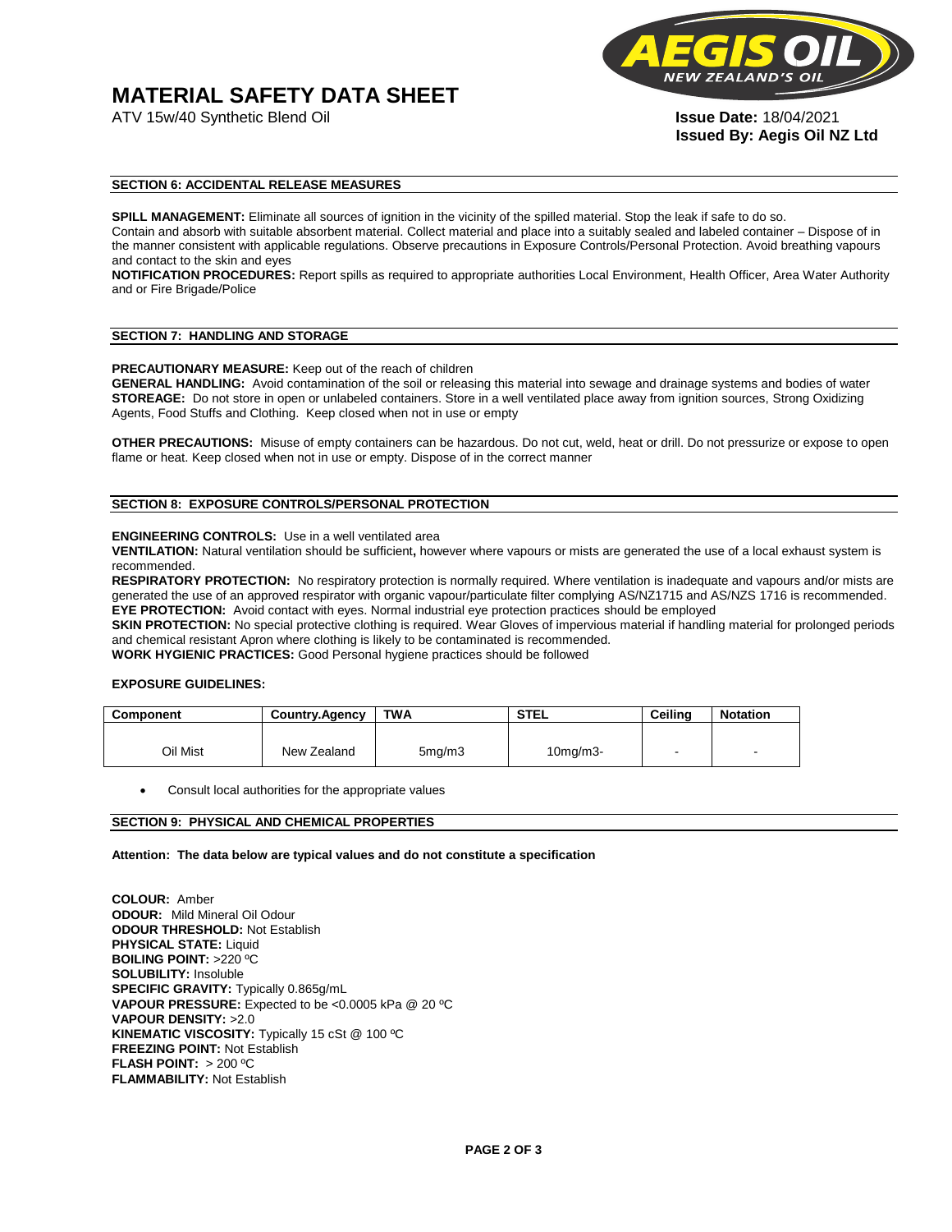# MATERIAL SAFETY DATA SHEET

ATV 15w/40 Synthetic Blend Oil

**Issue Date:** 18/04/2021
**Issued By: Aegis Oil NZ Ltd**

## SECTION 6: ACCIDENTAL RELEASE MEASURES

**SPILL MANAGEMENT:** Eliminate all sources of ignition in the vicinity of the spilled material. Stop the leak if safe to do so. Contain and absorb with suitable absorbent material. Collect material and place into a suitably sealed and labeled container – Dispose of in the manner consistent with applicable regulations. Observe precautions in Exposure Controls/Personal Protection. Avoid breathing vapours and contact to the skin and eyes

**NOTIFICATION PROCEDURES:** Report spills as required to appropriate authorities Local Environment, Health Officer, Area Water Authority and or Fire Brigade/Police

## SECTION 7: HANDLING AND STORAGE

**PRECAUTIONARY MEASURE:** Keep out of the reach of children

**GENERAL HANDLING:** Avoid contamination of the soil or releasing this material into sewage and drainage systems and bodies of water

**STOREAGE:** Do not store in open or unlabeled containers. Store in a well ventilated place away from ignition sources, Strong Oxidizing Agents, Food Stuffs and Clothing. Keep closed when not in use or empty

**OTHER PRECAUTIONS:** Misuse of empty containers can be hazardous. Do not cut, weld, heat or drill. Do not pressurize or expose to open flame or heat. Keep closed when not in use or empty. Dispose of in the correct manner

## SECTION 8: EXPOSURE CONTROLS/PERSONAL PROTECTION

**ENGINEERING CONTROLS:** Use in a well ventilated area

**VENTILATION:** Natural ventilation should be sufficient**,** however where vapours or mists are generated the use of a local exhaust system is recommended.

**RESPIRATORY PROTECTION:** No respiratory protection is normally required. Where ventilation is inadequate and vapours and/or mists are generated the use of an approved respirator with organic vapour/particulate filter complying AS/NZ1715 and AS/NZS 1716 is recommended.

**EYE PROTECTION:** Avoid contact with eyes. Normal industrial eye protection practices should be employed

**SKIN PROTECTION:** No special protective clothing is required. Wear Gloves of impervious material if handling material for prolonged periods and chemical resistant Apron where clothing is likely to be contaminated is recommended.

**WORK HYGIENIC PRACTICES:** Good Personal hygiene practices should be followed

**EXPOSURE GUIDELINES:**

| Component | Country.Agency | TWA | STEL | Ceiling | Notation |
|---|---|---|---|---|---|
| Oil Mist | New Zealand | 5mg/m3 | 10mg/m3- | - | - |

- Consult local authorities for the appropriate values

## SECTION 9: PHYSICAL AND CHEMICAL PROPERTIES

**Attention: The data below are typical values and do not constitute a specification**

**COLOUR:** Amber
**ODOUR:** Mild Mineral Oil Odour
**ODOUR THRESHOLD:** Not Establish
**PHYSICAL STATE:** Liquid
**BOILING POINT:** >220 ºC
**SOLUBILITY:** Insoluble
**SPECIFIC GRAVITY:** Typically 0.865g/mL
**VAPOUR PRESSURE:** Expected to be <0.0005 kPa @ 20 ºC
**VAPOUR DENSITY:** >2.0
**KINEMATIC VISCOSITY:** Typically 15 cSt @ 100 ºC
**FREEZING POINT:** Not Establish
**FLASH POINT:** > 200 ºC
**FLAMMABILITY:** Not Establish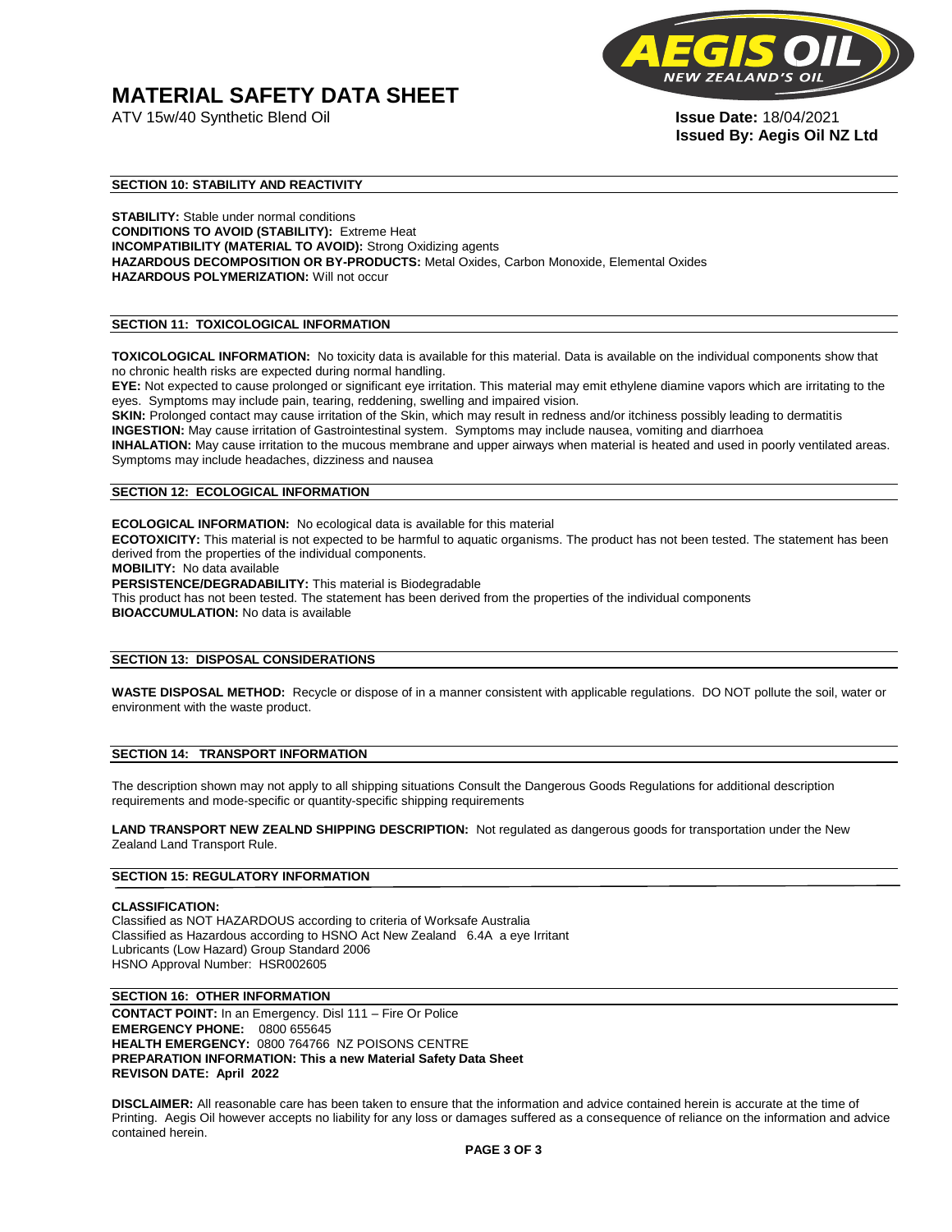# MATERIAL SAFETY DATA SHEET

ATV 15w/40 Synthetic Blend Oil

**Issue Date:** 18/04/2021
**Issued By: Aegis Oil NZ Ltd**

## SECTION 10: STABILITY AND REACTIVITY

**STABILITY:** Stable under normal conditions
**CONDITIONS TO AVOID (STABILITY):** Extreme Heat
**INCOMPATIBILITY (MATERIAL TO AVOID):** Strong Oxidizing agents
**HAZARDOUS DECOMPOSITION OR BY-PRODUCTS:** Metal Oxides, Carbon Monoxide, Elemental Oxides
**HAZARDOUS POLYMERIZATION:** Will not occur

## SECTION 11: TOXICOLOGICAL INFORMATION

**TOXICOLOGICAL INFORMATION:** No toxicity data is available for this material. Data is available on the individual components show that no chronic health risks are expected during normal handling.
**EYE:** Not expected to cause prolonged or significant eye irritation. This material may emit ethylene diamine vapors which are irritating to the eyes. Symptoms may include pain, tearing, reddening, swelling and impaired vision.
**SKIN:** Prolonged contact may cause irritation of the Skin, which may result in redness and/or itchiness possibly leading to dermatitis
**INGESTION:** May cause irritation of Gastrointestinal system. Symptoms may include nausea, vomiting and diarrhoea
**INHALATION:** May cause irritation to the mucous membrane and upper airways when material is heated and used in poorly ventilated areas. Symptoms may include headaches, dizziness and nausea

## SECTION 12: ECOLOGICAL INFORMATION

**ECOLOGICAL INFORMATION:** No ecological data is available for this material
**ECOTOXICITY:** This material is not expected to be harmful to aquatic organisms. The product has not been tested. The statement has been derived from the properties of the individual components.
**MOBILITY:** No data available
**PERSISTENCE/DEGRADABILITY:** This material is Biodegradable
This product has not been tested. The statement has been derived from the properties of the individual components
**BIOACCUMULATION:** No data is available

## SECTION 13: DISPOSAL CONSIDERATIONS

**WASTE DISPOSAL METHOD:** Recycle or dispose of in a manner consistent with applicable regulations. DO NOT pollute the soil, water or environment with the waste product.

## SECTION 14: TRANSPORT INFORMATION

The description shown may not apply to all shipping situations Consult the Dangerous Goods Regulations for additional description requirements and mode-specific or quantity-specific shipping requirements

**LAND TRANSPORT NEW ZEALND SHIPPING DESCRIPTION:** Not regulated as dangerous goods for transportation under the New Zealand Land Transport Rule.

## SECTION 15: REGULATORY INFORMATION

**CLASSIFICATION:**
Classified as NOT HAZARDOUS according to criteria of Worksafe Australia
Classified as Hazardous according to HSNO Act New Zealand 6.4A a eye Irritant
Lubricants (Low Hazard) Group Standard 2006
HSNO Approval Number: HSR002605

## SECTION 16: OTHER INFORMATION

**CONTACT POINT:** In an Emergency. Disl 111 – Fire Or Police
**EMERGENCY PHONE:** 0800 655645
**HEALTH EMERGENCY:** 0800 764766 NZ POISONS CENTRE
**PREPARATION INFORMATION: This a new Material Safety Data Sheet**
**REVISON DATE: April 2022**

**DISCLAIMER:** All reasonable care has been taken to ensure that the information and advice contained herein is accurate at the time of Printing. Aegis Oil however accepts no liability for any loss or damages suffered as a consequence of reliance on the information and advice contained herein.